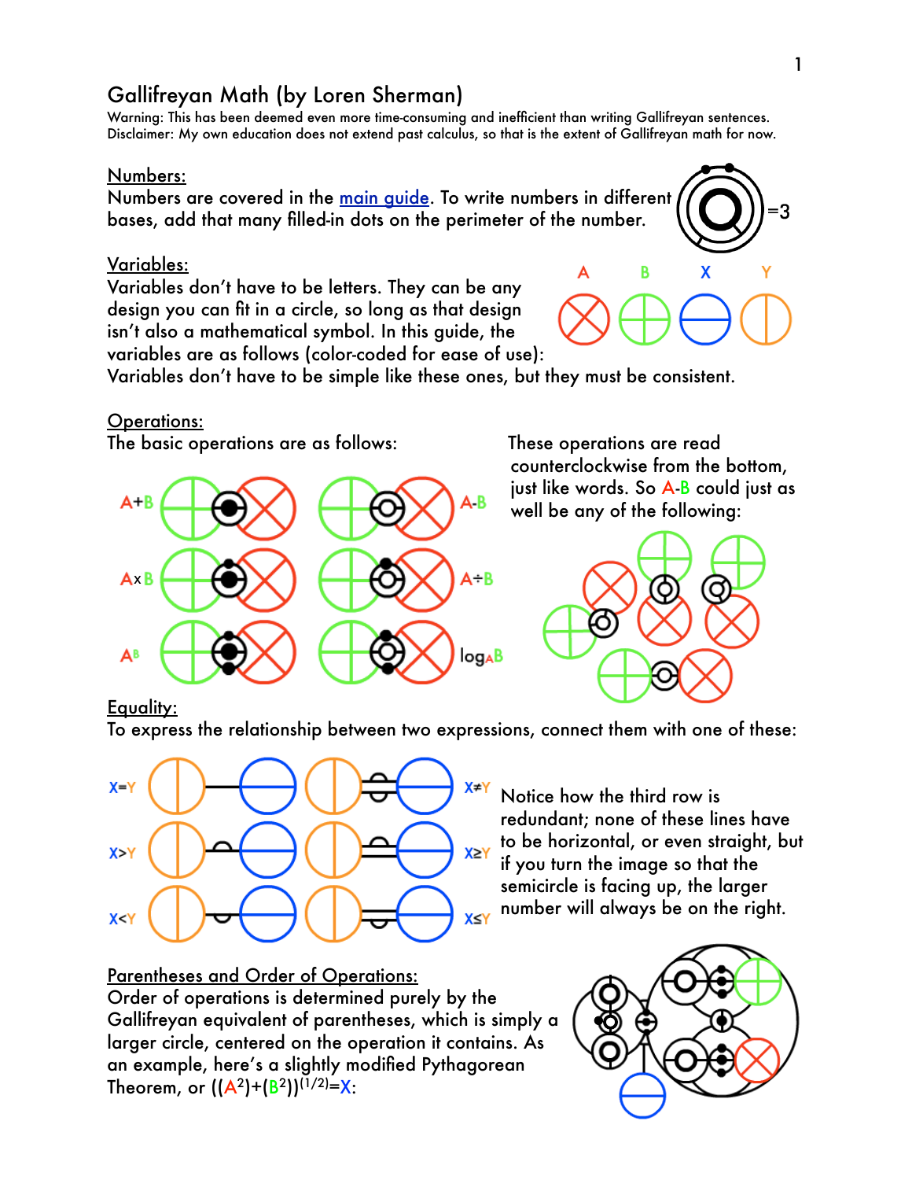# Gallifreyan Math (by Loren Sherman)

Warning: This has been deemed even more time-consuming and inefficient than writing Gallifreyan sentences.
Disclaimer: My own education does not extend past calculus, so that is the extent of Gallifreyan math for now.

## Numbers:

Numbers are covered in the [main guide](main guide). To write numbers in different bases, add that many filled-in dots on the perimeter of the number.

=3

## Variables:

Variables don't have to be letters. They can be any design you can fit in a circle, so long as that design isn't also a mathematical symbol. In this guide, the variables are as follows (color-coded for ease of use):

A B X Y

Variables don't have to be simple like these ones, but they must be consistent.

## Operations:

The basic operations are as follows:

A+B A-B

AxB A÷B

$A^B$ $\log_A B$

These operations are read counterclockwise from the bottom, just like words. So A-B could just as well be any of the following:

## Equality:

To express the relationship between two expressions, connect them with one of these:

X=Y X≠Y

X>Y X≥Y

X<Y X≤Y

Notice how the third row is redundant; none of these lines have to be horizontal, or even straight, but if you turn the image so that the semicircle is facing up, the larger number will always be on the right.

## Parentheses and Order of Operations:

Order of operations is determined purely by the Gallifreyan equivalent of parentheses, which is simply a larger circle, centered on the operation it contains. As an example, here's a slightly modified Pythagorean Theorem, or $((A^2)+(B^2))^{(1/2)}=X$: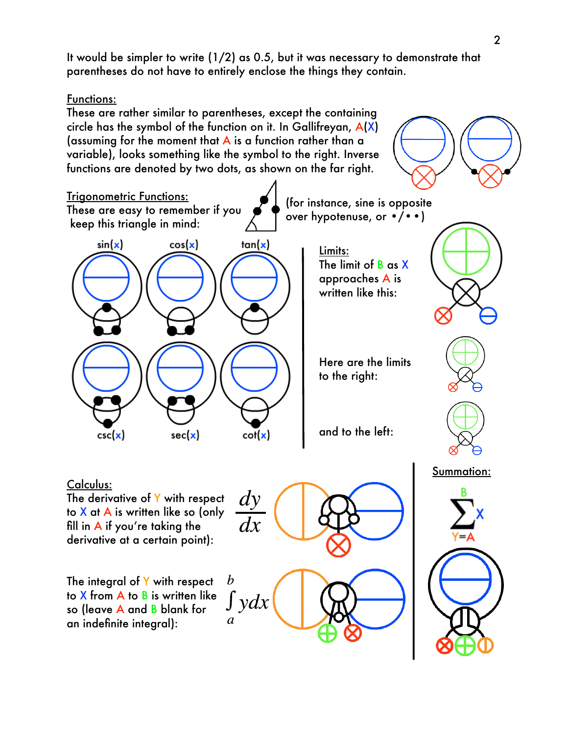It would be simpler to write (1/2) as 0.5, but it was necessary to demonstrate that parentheses do not have to entirely enclose the things they contain.

## Functions:

These are rather similar to parentheses, except the containing circle has the symbol of the function on it. In Gallifreyan, A(X) (assuming for the moment that A is a function rather than a variable), looks something like the symbol to the right. Inverse functions are denoted by two dots, as shown on the far right.

## Trigonometric Functions:

These are easy to remember if you keep this triangle in mind: (for instance, sine is opposite over hypotenuse, or •/• •)

sin(x) cos(x) tan(x)

csc(x) sec(x) cot(x)

## Limits:

The limit of B as X approaches A is written like this:

Here are the limits to the right:

and to the left:

## Calculus:

The derivative of Y with respect to X at A is written like so (only fill in A if you're taking the derivative at a certain point):

$$\frac{dy}{dx}$$

The integral of Y with respect to X from A to B is written like so (leave A and B blank for an indefinite integral):

$$\int_a^b y\,dx$$

## Summation:

$$\sum_{Y=A}^{B} X$$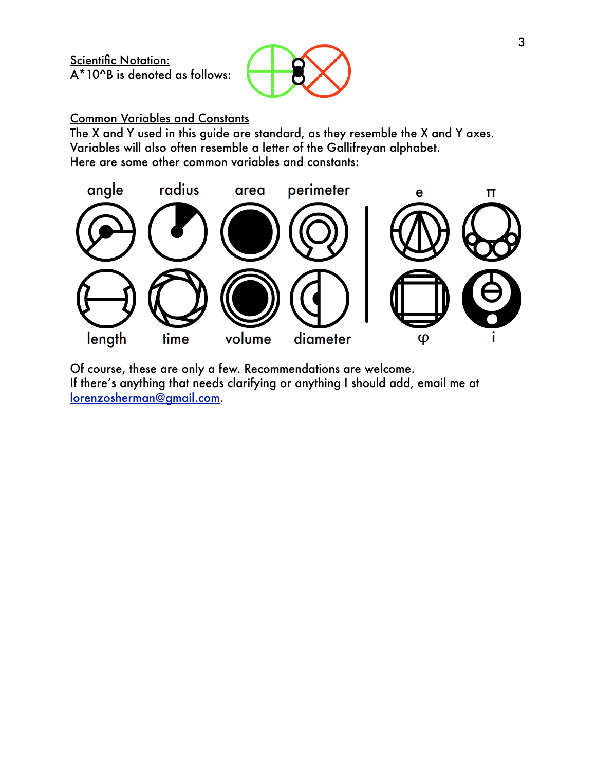Scientific Notation:

A*10^B is denoted as follows:

Common Variables and Constants

The X and Y used in this guide are standard, as they resemble the X and Y axes.
Variables will also often resemble a letter of the Gallifreyan alphabet.
Here are some other common variables and constants:

angle radius area perimeter e π

length time volume diameter φ i

Of course, these are only a few. Recommendations are welcome.
If there's anything that needs clarifying or anything I should add, email me at lorenzosherman@gmail.com.